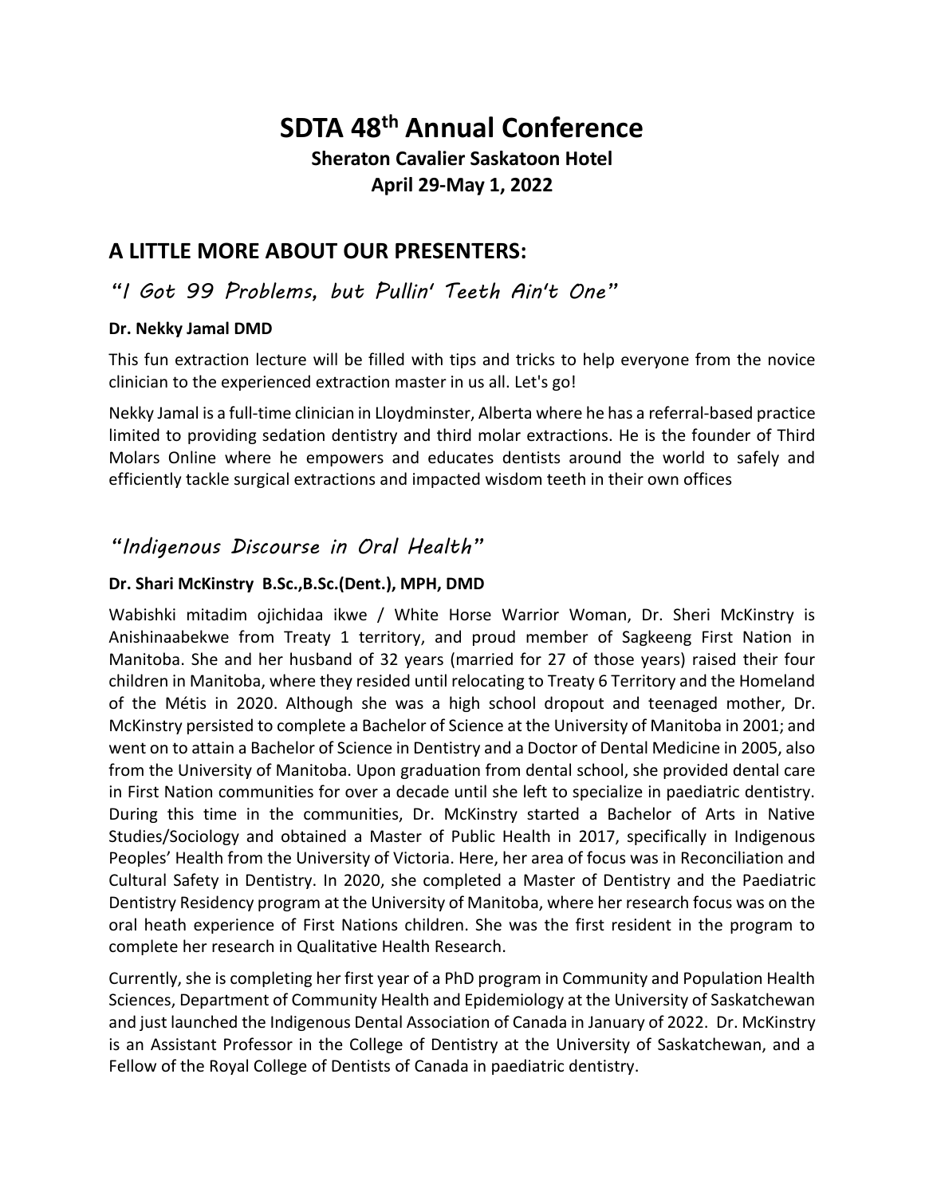# SDTA 48th Annual Conference

**Sheraton Cavalier Saskatoon Hotel**

**April 29-May 1, 2022**

## A LITTLE MORE ABOUT OUR PRESENTERS:

### *"I Got 99 Problems, but Pullin' Teeth Ain't One"*

**Dr. Nekky Jamal DMD**

This fun extraction lecture will be filled with tips and tricks to help everyone from the novice clinician to the experienced extraction master in us all. Let's go!

Nekky Jamal is a full-time clinician in Lloydminster, Alberta where he has a referral-based practice limited to providing sedation dentistry and third molar extractions. He is the founder of Third Molars Online where he empowers and educates dentists around the world to safely and efficiently tackle surgical extractions and impacted wisdom teeth in their own offices

### *"Indigenous Discourse in Oral Health"*

**Dr. Shari McKinstry B.Sc.,B.Sc.(Dent.), MPH, DMD**

Wabishki mitadim ojichidaa ikwe / White Horse Warrior Woman, Dr. Sheri McKinstry is Anishinaabekwe from Treaty 1 territory, and proud member of Sagkeeng First Nation in Manitoba. She and her husband of 32 years (married for 27 of those years) raised their four children in Manitoba, where they resided until relocating to Treaty 6 Territory and the Homeland of the Métis in 2020. Although she was a high school dropout and teenaged mother, Dr. McKinstry persisted to complete a Bachelor of Science at the University of Manitoba in 2001; and went on to attain a Bachelor of Science in Dentistry and a Doctor of Dental Medicine in 2005, also from the University of Manitoba. Upon graduation from dental school, she provided dental care in First Nation communities for over a decade until she left to specialize in paediatric dentistry. During this time in the communities, Dr. McKinstry started a Bachelor of Arts in Native Studies/Sociology and obtained a Master of Public Health in 2017, specifically in Indigenous Peoples' Health from the University of Victoria. Here, her area of focus was in Reconciliation and Cultural Safety in Dentistry. In 2020, she completed a Master of Dentistry and the Paediatric Dentistry Residency program at the University of Manitoba, where her research focus was on the oral heath experience of First Nations children. She was the first resident in the program to complete her research in Qualitative Health Research.

Currently, she is completing her first year of a PhD program in Community and Population Health Sciences, Department of Community Health and Epidemiology at the University of Saskatchewan and just launched the Indigenous Dental Association of Canada in January of 2022. Dr. McKinstry is an Assistant Professor in the College of Dentistry at the University of Saskatchewan, and a Fellow of the Royal College of Dentists of Canada in paediatric dentistry.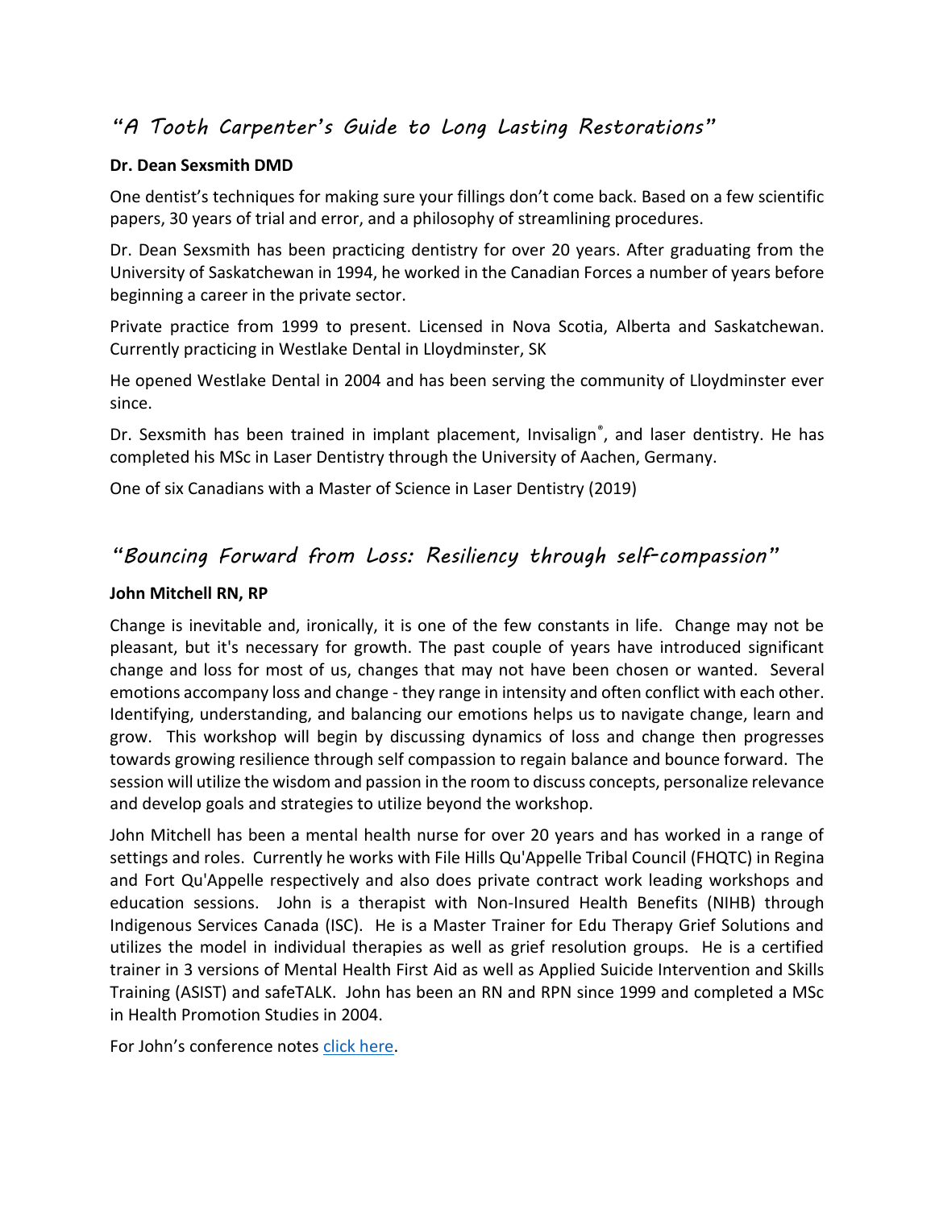## "A Tooth Carpenter's Guide to Long Lasting Restorations"

**Dr. Dean Sexsmith DMD**

One dentist's techniques for making sure your fillings don't come back. Based on a few scientific papers, 30 years of trial and error, and a philosophy of streamlining procedures.

Dr. Dean Sexsmith has been practicing dentistry for over 20 years. After graduating from the University of Saskatchewan in 1994, he worked in the Canadian Forces a number of years before beginning a career in the private sector.

Private practice from 1999 to present. Licensed in Nova Scotia, Alberta and Saskatchewan. Currently practicing in Westlake Dental in Lloydminster, SK

He opened Westlake Dental in 2004 and has been serving the community of Lloydminster ever since.

Dr. Sexsmith has been trained in implant placement, Invisalign®, and laser dentistry. He has completed his MSc in Laser Dentistry through the University of Aachen, Germany.

One of six Canadians with a Master of Science in Laser Dentistry (2019)

## "Bouncing Forward from Loss: Resiliency through self-compassion"

**John Mitchell RN, RP**

Change is inevitable and, ironically, it is one of the few constants in life. Change may not be pleasant, but it's necessary for growth. The past couple of years have introduced significant change and loss for most of us, changes that may not have been chosen or wanted. Several emotions accompany loss and change - they range in intensity and often conflict with each other. Identifying, understanding, and balancing our emotions helps us to navigate change, learn and grow. This workshop will begin by discussing dynamics of loss and change then progresses towards growing resilience through self compassion to regain balance and bounce forward. The session will utilize the wisdom and passion in the room to discuss concepts, personalize relevance and develop goals and strategies to utilize beyond the workshop.

John Mitchell has been a mental health nurse for over 20 years and has worked in a range of settings and roles. Currently he works with File Hills Qu'Appelle Tribal Council (FHQTC) in Regina and Fort Qu'Appelle respectively and also does private contract work leading workshops and education sessions. John is a therapist with Non-Insured Health Benefits (NIHB) through Indigenous Services Canada (ISC). He is a Master Trainer for Edu Therapy Grief Solutions and utilizes the model in individual therapies as well as grief resolution groups. He is a certified trainer in 3 versions of Mental Health First Aid as well as Applied Suicide Intervention and Skills Training (ASIST) and safeTALK. John has been an RN and RPN since 1999 and completed a MSc in Health Promotion Studies in 2004.

For John's conference notes click here.